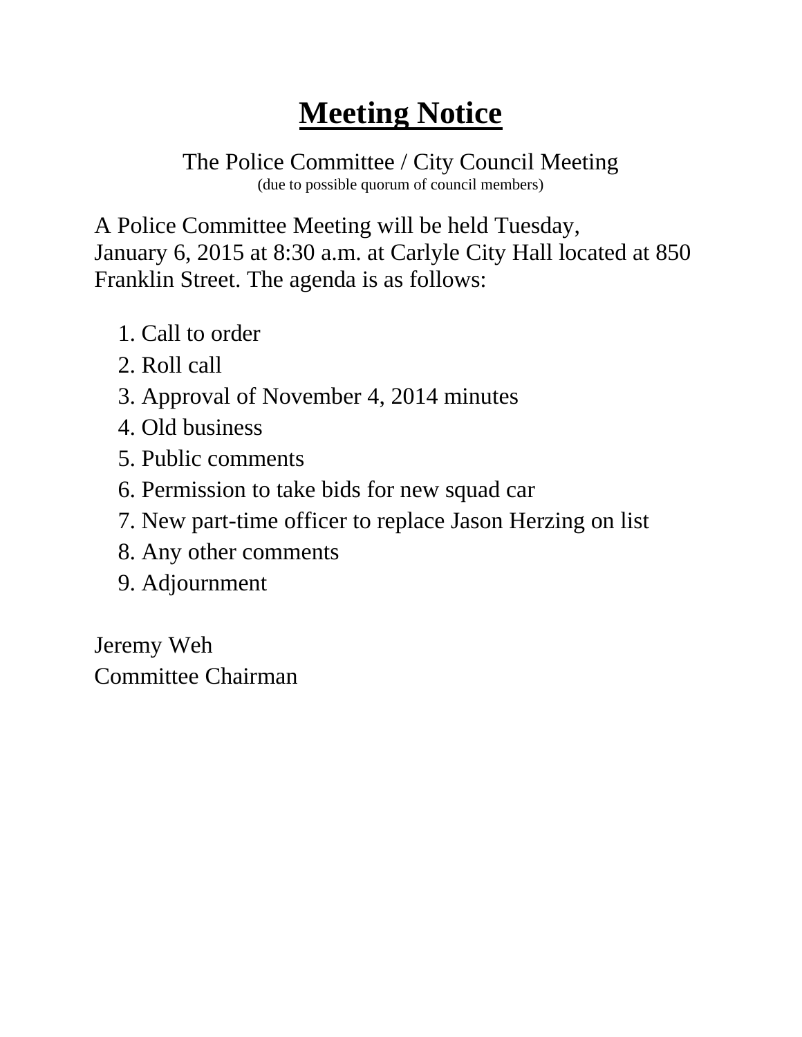# Meeting Notice

The Police Committee / City Council Meeting
(due to possible quorum of council members)

A Police Committee Meeting will be held Tuesday, January 6, 2015 at 8:30 a.m. at Carlyle City Hall located at 850 Franklin Street. The agenda is as follows:

1. Call to order
2. Roll call
3. Approval of November 4, 2014 minutes
4. Old business
5. Public comments
6. Permission to take bids for new squad car
7. New part-time officer to replace Jason Herzing on list
8. Any other comments
9. Adjournment

Jeremy Weh
Committee Chairman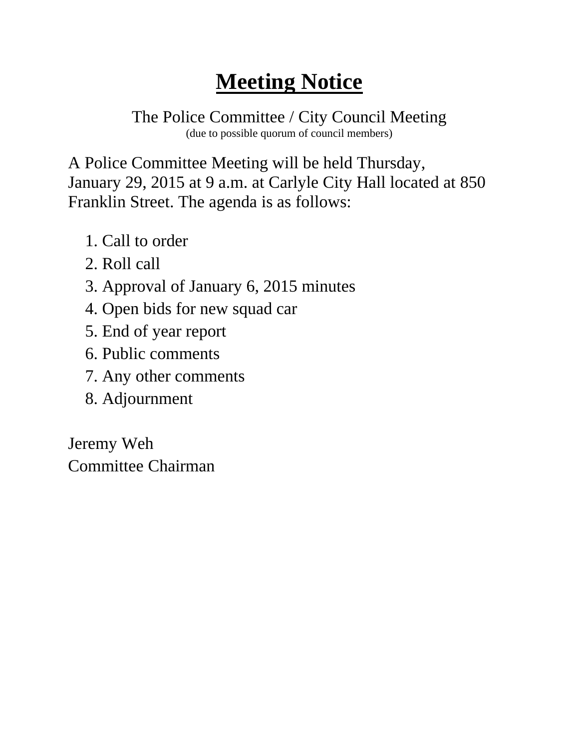# **Meeting Notice**

The Police Committee / City Council Meeting
(due to possible quorum of council members)

A Police Committee Meeting will be held Thursday, January 29, 2015 at 9 a.m. at Carlyle City Hall located at 850 Franklin Street. The agenda is as follows:

1. Call to order
2. Roll call
3. Approval of January 6, 2015 minutes
4. Open bids for new squad car
5. End of year report
6. Public comments
7. Any other comments
8. Adjournment

Jeremy Weh
Committee Chairman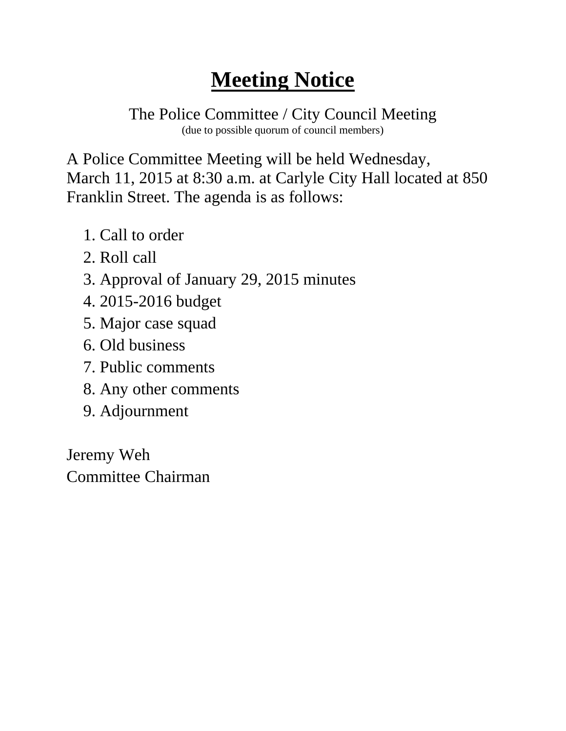# Meeting Notice

The Police Committee / City Council Meeting
(due to possible quorum of council members)

A Police Committee Meeting will be held Wednesday, March 11, 2015 at 8:30 a.m. at Carlyle City Hall located at 850 Franklin Street. The agenda is as follows:

1. Call to order
2. Roll call
3. Approval of January 29, 2015 minutes
4. 2015-2016 budget
5. Major case squad
6. Old business
7. Public comments
8. Any other comments
9. Adjournment

Jeremy Weh
Committee Chairman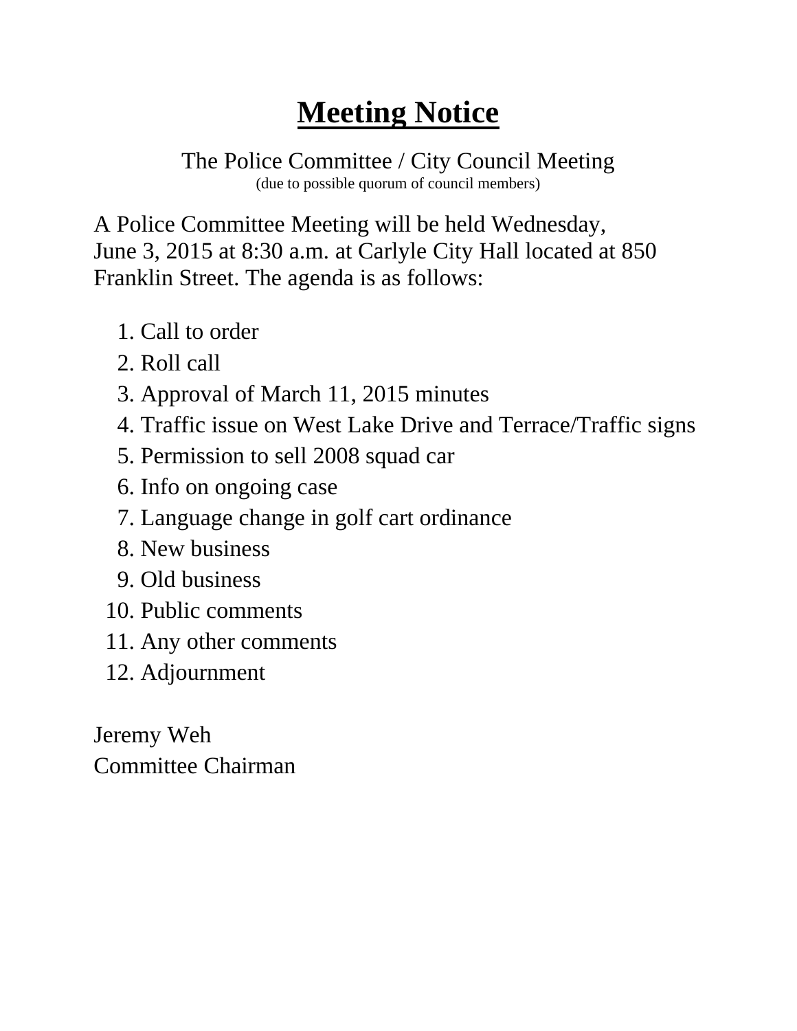# Meeting Notice

The Police Committee / City Council Meeting
(due to possible quorum of council members)

A Police Committee Meeting will be held Wednesday, June 3, 2015 at 8:30 a.m. at Carlyle City Hall located at 850 Franklin Street. The agenda is as follows:

1. Call to order
2. Roll call
3. Approval of March 11, 2015 minutes
4. Traffic issue on West Lake Drive and Terrace/Traffic signs
5. Permission to sell 2008 squad car
6. Info on ongoing case
7. Language change in golf cart ordinance
8. New business
9. Old business
10. Public comments
11. Any other comments
12. Adjournment

Jeremy Weh
Committee Chairman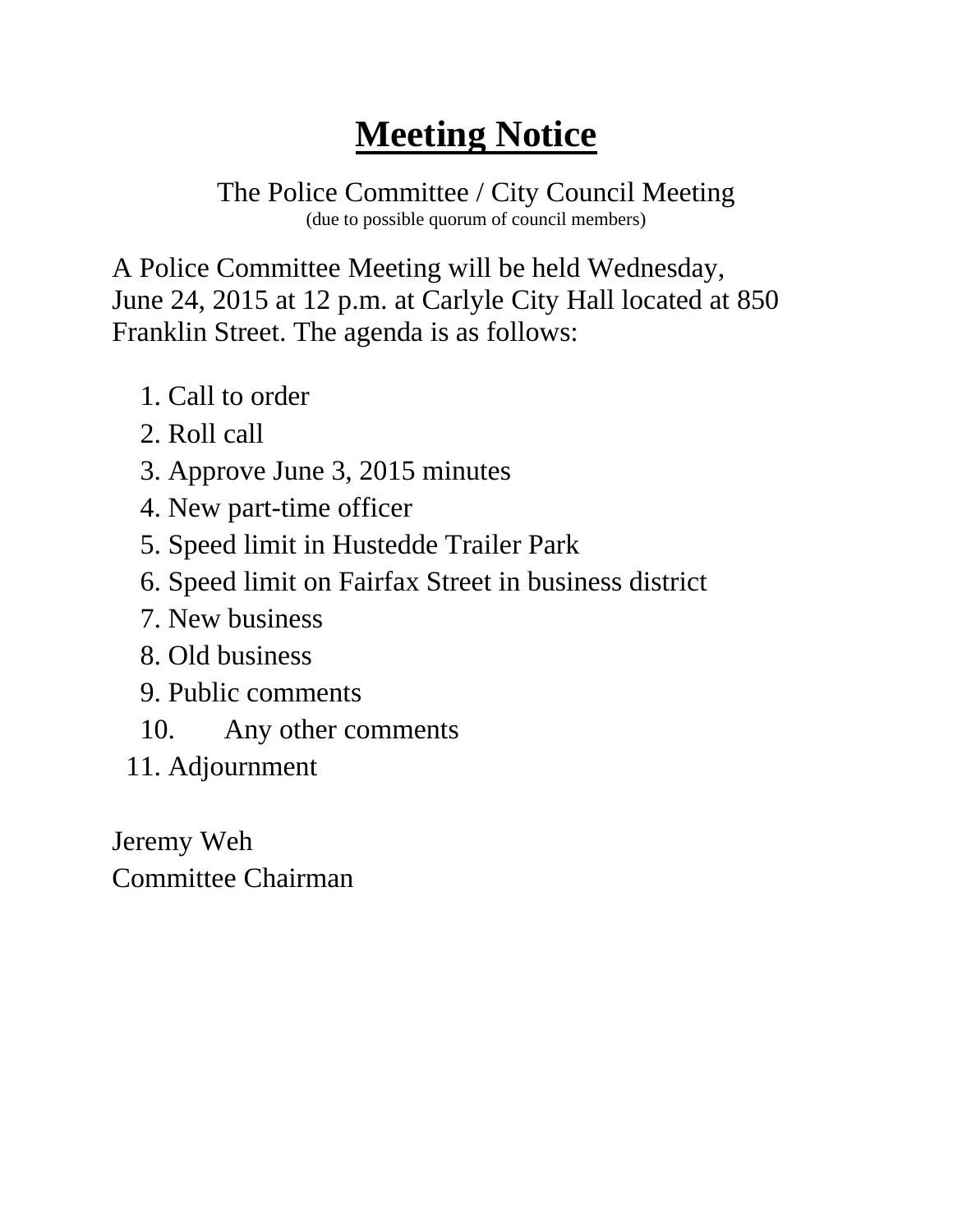# Meeting Notice

The Police Committee / City Council Meeting
(due to possible quorum of council members)

A Police Committee Meeting will be held Wednesday, June 24, 2015 at 12 p.m. at Carlyle City Hall located at 850 Franklin Street. The agenda is as follows:

1. Call to order
2. Roll call
3. Approve June 3, 2015 minutes
4. New part-time officer
5. Speed limit in Hustedde Trailer Park
6. Speed limit on Fairfax Street in business district
7. New business
8. Old business
9. Public comments
10. Any other comments
11. Adjournment

Jeremy Weh
Committee Chairman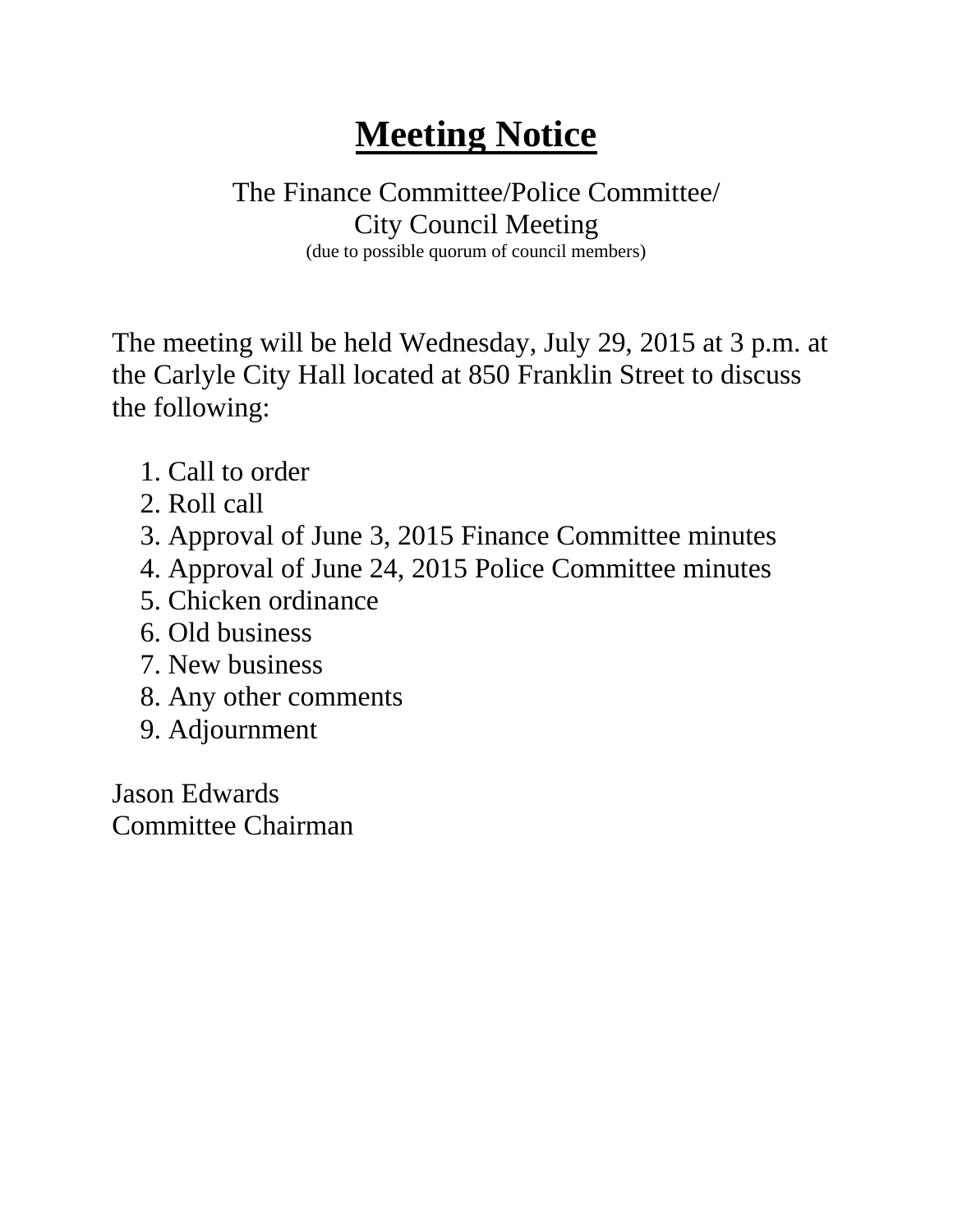# Meeting Notice

The Finance Committee/Police Committee/
City Council Meeting
(due to possible quorum of council members)

The meeting will be held Wednesday, July 29, 2015 at 3 p.m. at the Carlyle City Hall located at 850 Franklin Street to discuss the following:

1. Call to order
2. Roll call
3. Approval of June 3, 2015 Finance Committee minutes
4. Approval of June 24, 2015 Police Committee minutes
5. Chicken ordinance
6. Old business
7. New business
8. Any other comments
9. Adjournment

Jason Edwards
Committee Chairman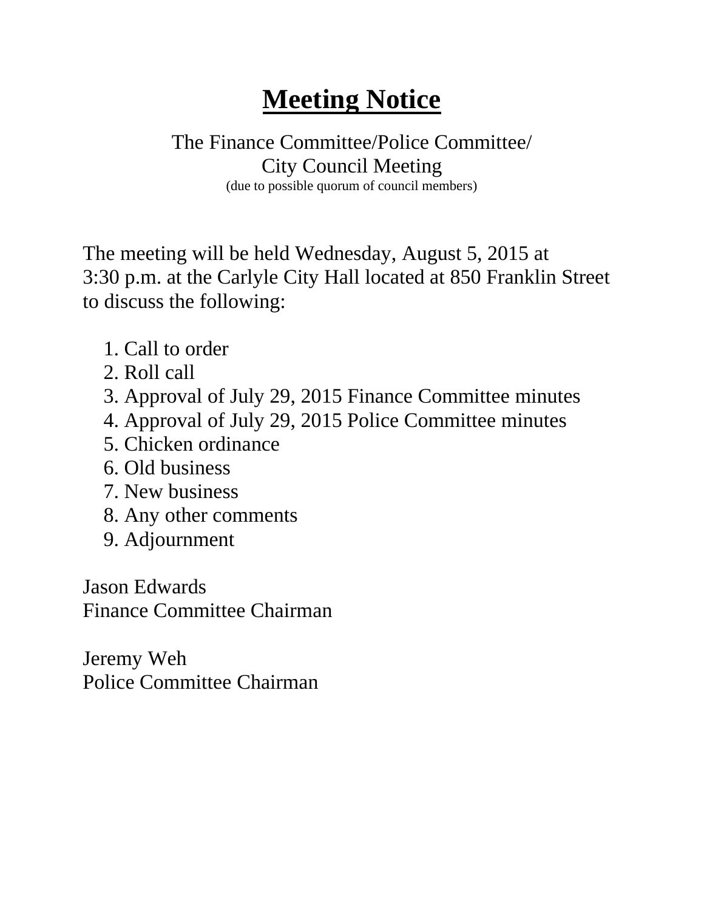# Meeting Notice

The Finance Committee/Police Committee/
City Council Meeting
(due to possible quorum of council members)

The meeting will be held Wednesday, August 5, 2015 at 3:30 p.m. at the Carlyle City Hall located at 850 Franklin Street to discuss the following:

1. Call to order
2. Roll call
3. Approval of July 29, 2015 Finance Committee minutes
4. Approval of July 29, 2015 Police Committee minutes
5. Chicken ordinance
6. Old business
7. New business
8. Any other comments
9. Adjournment

Jason Edwards
Finance Committee Chairman

Jeremy Weh
Police Committee Chairman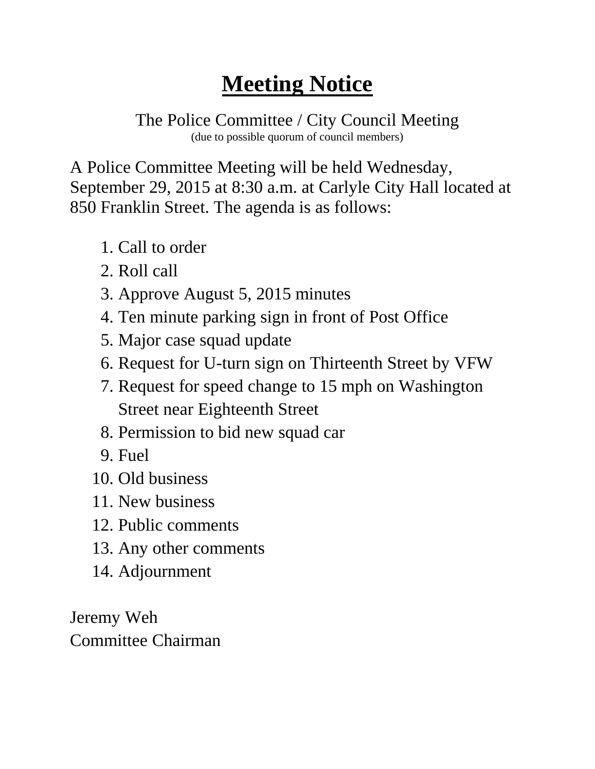# Meeting Notice

The Police Committee / City Council Meeting
(due to possible quorum of council members)

A Police Committee Meeting will be held Wednesday, September 29, 2015 at 8:30 a.m. at Carlyle City Hall located at 850 Franklin Street. The agenda is as follows:

1. Call to order
2. Roll call
3. Approve August 5, 2015 minutes
4. Ten minute parking sign in front of Post Office
5. Major case squad update
6. Request for U-turn sign on Thirteenth Street by VFW
7. Request for speed change to 15 mph on Washington Street near Eighteenth Street
8. Permission to bid new squad car
9. Fuel
10. Old business
11. New business
12. Public comments
13. Any other comments
14. Adjournment

Jeremy Weh
Committee Chairman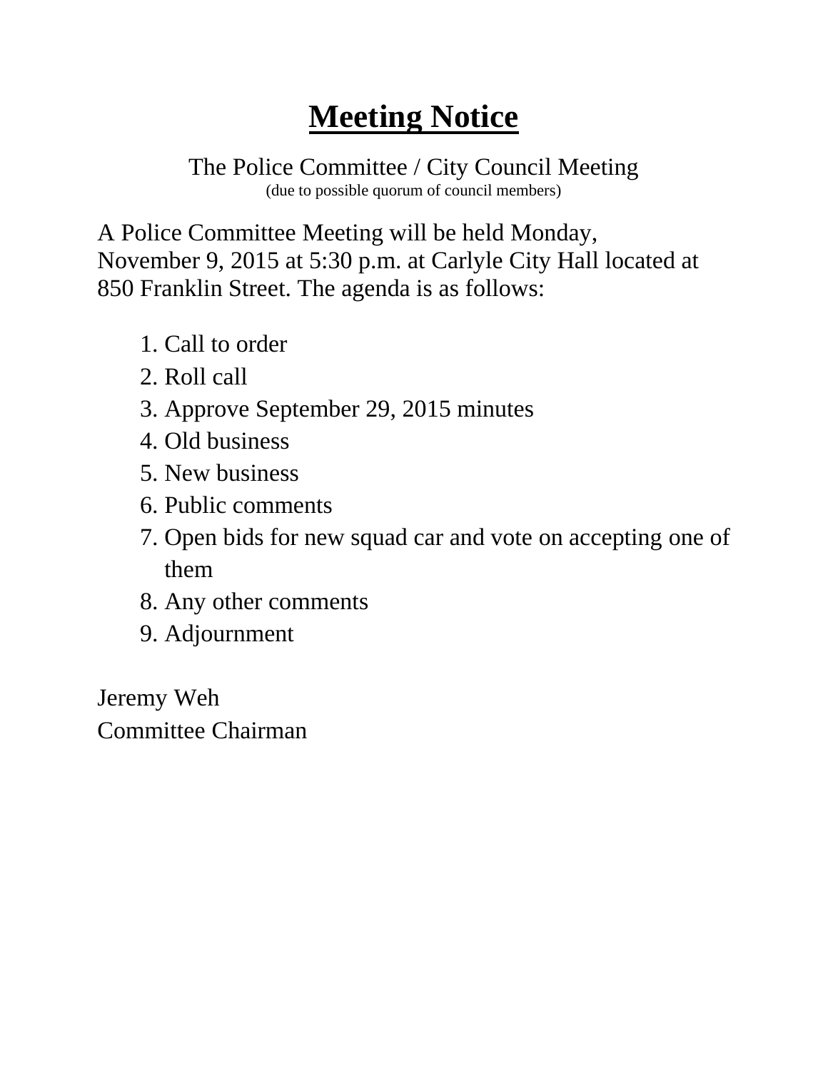# Meeting Notice

The Police Committee / City Council Meeting
(due to possible quorum of council members)

A Police Committee Meeting will be held Monday, November 9, 2015 at 5:30 p.m. at Carlyle City Hall located at 850 Franklin Street. The agenda is as follows:

1. Call to order
2. Roll call
3. Approve September 29, 2015 minutes
4. Old business
5. New business
6. Public comments
7. Open bids for new squad car and vote on accepting one of them
8. Any other comments
9. Adjournment

Jeremy Weh
Committee Chairman